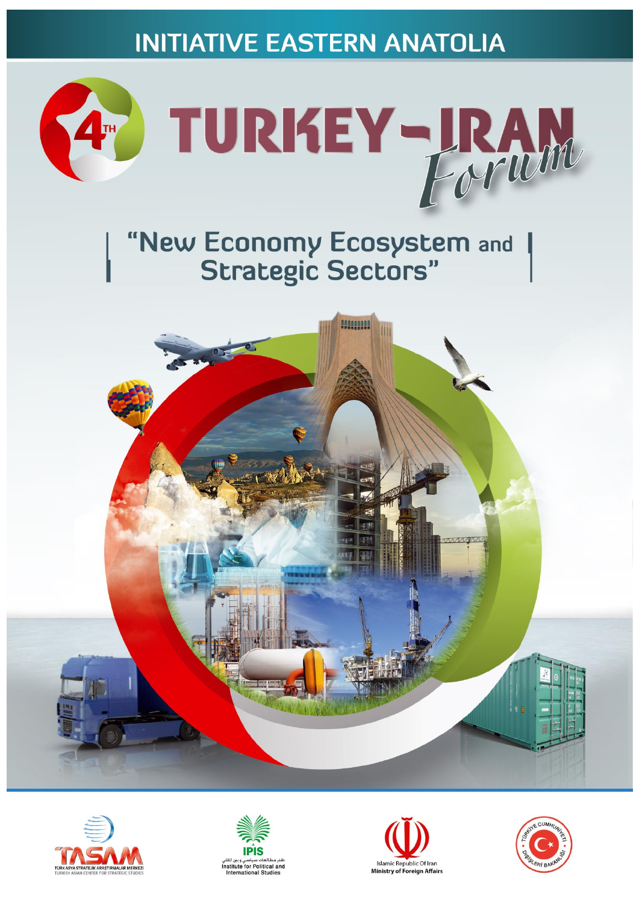# INITIATIVE EASTERN ANATOLIA

# 4TH TURKEY-IRAN Forum

## "New Economy Ecosystem and Strategic Sectors"

TASAM
TÜRK ASYA STRATEJİK ARAŞTIRMALAR MERKEZİ
TURKISH ASIAN CENTER FOR STRATEGIC STUDIES

IPIS
دفتر مطالعات سیاسی و بین المللی
Institute for Political and International Studies

Islamic Republic Of Iran
Ministry of Foreign Affairs

TÜRKİYE CUMHURİYETİ DIŞİŞLERİ BAKANLIĞI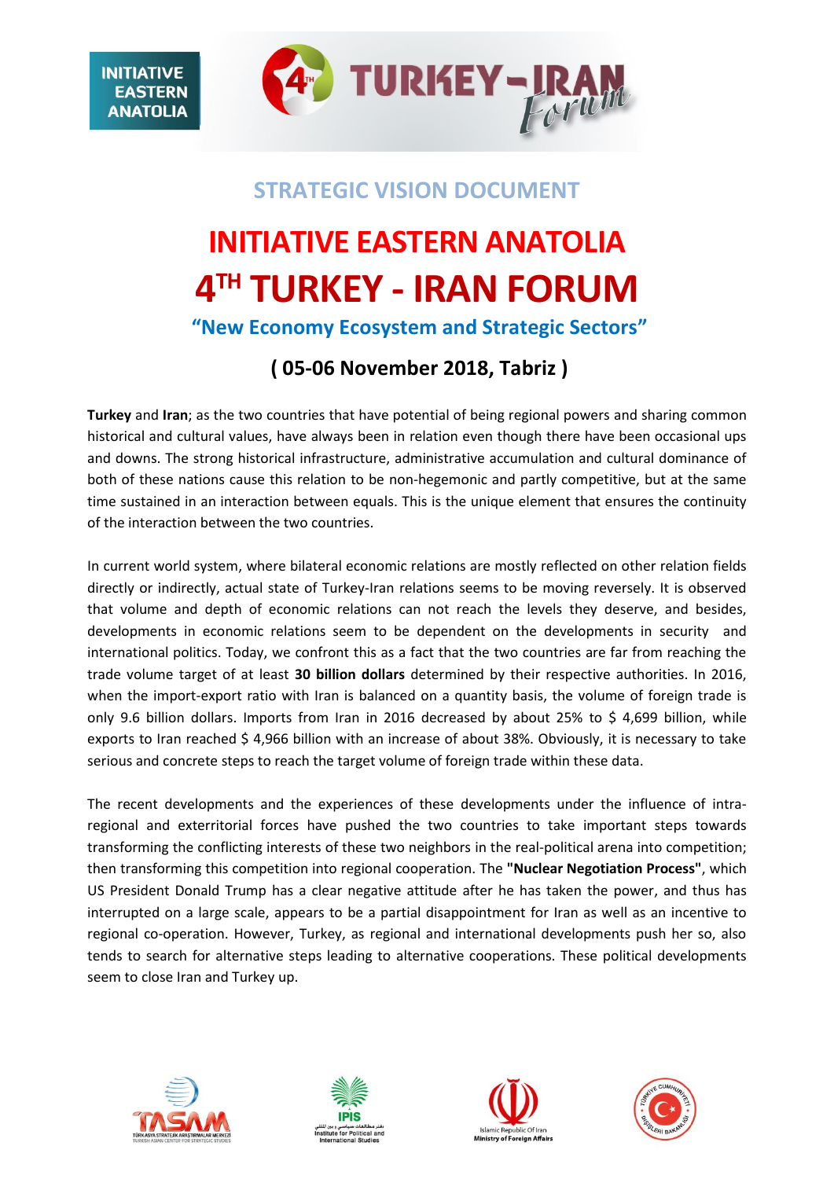## STRATEGIC VISION DOCUMENT

# INITIATIVE EASTERN ANATOLIA

# 4TH TURKEY - IRAN FORUM

### "New Economy Ecosystem and Strategic Sectors"

### ( 05-06 November 2018, Tabriz )

**Turkey** and **Iran**; as the two countries that have potential of being regional powers and sharing common historical and cultural values, have always been in relation even though there have been occasional ups and downs. The strong historical infrastructure, administrative accumulation and cultural dominance of both of these nations cause this relation to be non-hegemonic and partly competitive, but at the same time sustained in an interaction between equals. This is the unique element that ensures the continuity of the interaction between the two countries.

In current world system, where bilateral economic relations are mostly reflected on other relation fields directly or indirectly, actual state of Turkey-Iran relations seems to be moving reversely. It is observed that volume and depth of economic relations can not reach the levels they deserve, and besides, developments in economic relations seem to be dependent on the developments in security and international politics. Today, we confront this as a fact that the two countries are far from reaching the trade volume target of at least **30 billion dollars** determined by their respective authorities. In 2016, when the import-export ratio with Iran is balanced on a quantity basis, the volume of foreign trade is only 9.6 billion dollars. Imports from Iran in 2016 decreased by about 25% to $ 4,699 billion, while exports to Iran reached $ 4,966 billion with an increase of about 38%. Obviously, it is necessary to take serious and concrete steps to reach the target volume of foreign trade within these data.

The recent developments and the experiences of these developments under the influence of intra-regional and exterritorial forces have pushed the two countries to take important steps towards transforming the conflicting interests of these two neighbors in the real-political arena into competition; then transforming this competition into regional cooperation. The **"Nuclear Negotiation Process"**, which US President Donald Trump has a clear negative attitude after he has taken the power, and thus has interrupted on a large scale, appears to be a partial disappointment for Iran as well as an incentive to regional co-operation. However, Turkey, as regional and international developments push her so, also tends to search for alternative steps leading to alternative cooperations. These political developments seem to close Iran and Turkey up.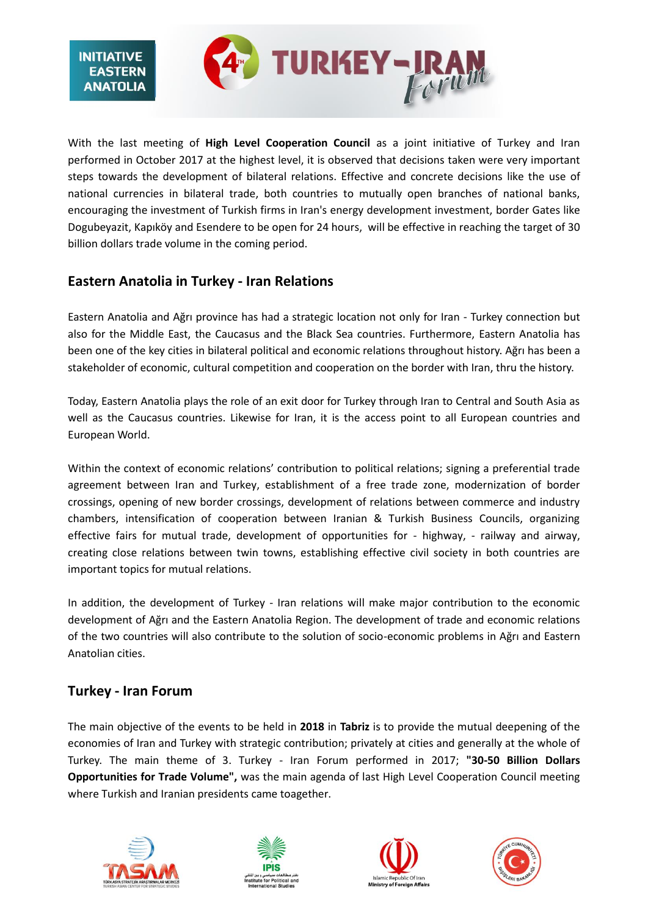With the last meeting of **High Level Cooperation Council** as a joint initiative of Turkey and Iran performed in October 2017 at the highest level, it is observed that decisions taken were very important steps towards the development of bilateral relations. Effective and concrete decisions like the use of national currencies in bilateral trade, both countries to mutually open branches of national banks, encouraging the investment of Turkish firms in Iran's energy development investment, border Gates like Dogubeyazit, Kapıköy and Esendere to be open for 24 hours, will be effective in reaching the target of 30 billion dollars trade volume in the coming period.

## Eastern Anatolia in Turkey - Iran Relations

Eastern Anatolia and Ağrı province has had a strategic location not only for Iran - Turkey connection but also for the Middle East, the Caucasus and the Black Sea countries. Furthermore, Eastern Anatolia has been one of the key cities in bilateral political and economic relations throughout history. Ağrı has been a stakeholder of economic, cultural competition and cooperation on the border with Iran, thru the history.

Today, Eastern Anatolia plays the role of an exit door for Turkey through Iran to Central and South Asia as well as the Caucasus countries. Likewise for Iran, it is the access point to all European countries and European World.

Within the context of economic relations' contribution to political relations; signing a preferential trade agreement between Iran and Turkey, establishment of a free trade zone, modernization of border crossings, opening of new border crossings, development of relations between commerce and industry chambers, intensification of cooperation between Iranian & Turkish Business Councils, organizing effective fairs for mutual trade, development of opportunities for - highway, - railway and airway, creating close relations between twin towns, establishing effective civil society in both countries are important topics for mutual relations.

In addition, the development of Turkey - Iran relations will make major contribution to the economic development of Ağrı and the Eastern Anatolia Region. The development of trade and economic relations of the two countries will also contribute to the solution of socio-economic problems in Ağrı and Eastern Anatolian cities.

## Turkey - Iran Forum

The main objective of the events to be held in **2018** in **Tabriz** is to provide the mutual deepening of the economies of Iran and Turkey with strategic contribution; privately at cities and generally at the whole of Turkey. The main theme of 3. Turkey - Iran Forum performed in 2017; **"30-50 Billion Dollars Opportunities for Trade Volume",** was the main agenda of last High Level Cooperation Council meeting where Turkish and Iranian presidents came toagether.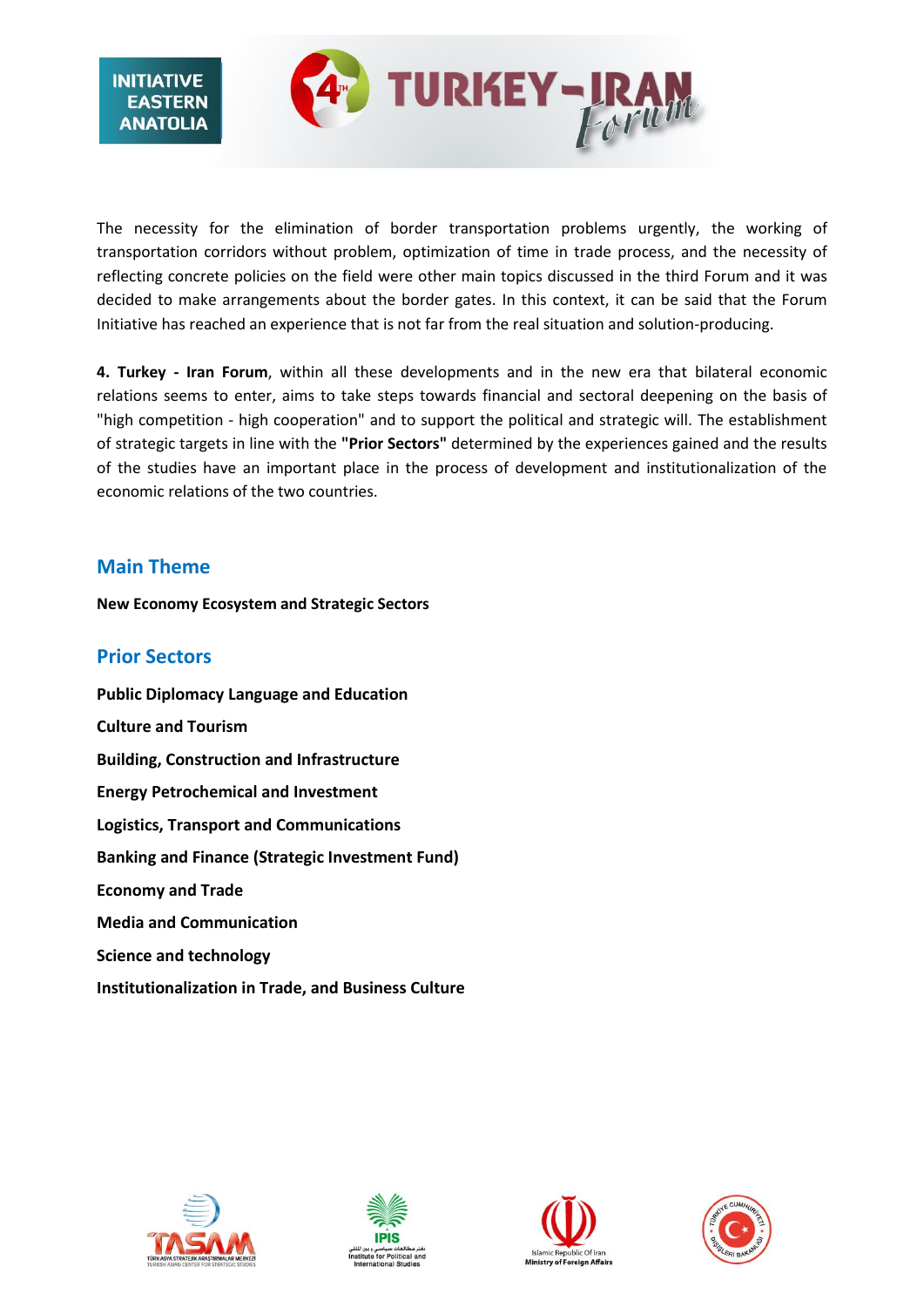The necessity for the elimination of border transportation problems urgently, the working of transportation corridors without problem, optimization of time in trade process, and the necessity of reflecting concrete policies on the field were other main topics discussed in the third Forum and it was decided to make arrangements about the border gates. In this context, it can be said that the Forum Initiative has reached an experience that is not far from the real situation and solution-producing.

**4. Turkey - Iran Forum**, within all these developments and in the new era that bilateral economic relations seems to enter, aims to take steps towards financial and sectoral deepening on the basis of "high competition - high cooperation" and to support the political and strategic will. The establishment of strategic targets in line with the **"Prior Sectors"** determined by the experiences gained and the results of the studies have an important place in the process of development and institutionalization of the economic relations of the two countries.

## Main Theme

**New Economy Ecosystem and Strategic Sectors**

## Prior Sectors

**Public Diplomacy Language and Education**

**Culture and Tourism**

**Building, Construction and Infrastructure**

**Energy Petrochemical and Investment**

**Logistics, Transport and Communications**

**Banking and Finance (Strategic Investment Fund)**

**Economy and Trade**

**Media and Communication**

**Science and technology**

**Institutionalization in Trade, and Business Culture**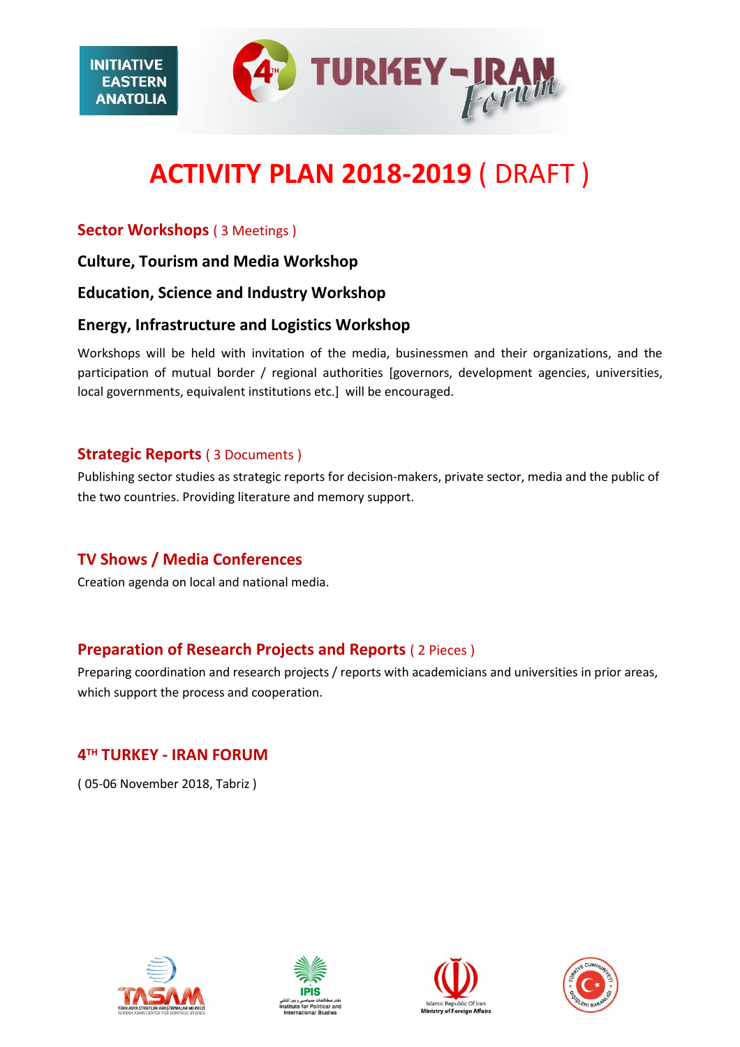# ACTIVITY PLAN 2018-2019 ( DRAFT )

## Sector Workshops ( 3 Meetings )

### Culture, Tourism and Media Workshop

### Education, Science and Industry Workshop

### Energy, Infrastructure and Logistics Workshop

Workshops will be held with invitation of the media, businessmen and their organizations, and the participation of mutual border / regional authorities [governors, development agencies, universities, local governments, equivalent institutions etc.] will be encouraged.

## Strategic Reports ( 3 Documents )

Publishing sector studies as strategic reports for decision-makers, private sector, media and the public of the two countries. Providing literature and memory support.

## TV Shows / Media Conferences

Creation agenda on local and national media.

## Preparation of Research Projects and Reports ( 2 Pieces )

Preparing coordination and research projects / reports with academicians and universities in prior areas, which support the process and cooperation.

## 4TH TURKEY - IRAN FORUM

( 05-06 November 2018, Tabriz )